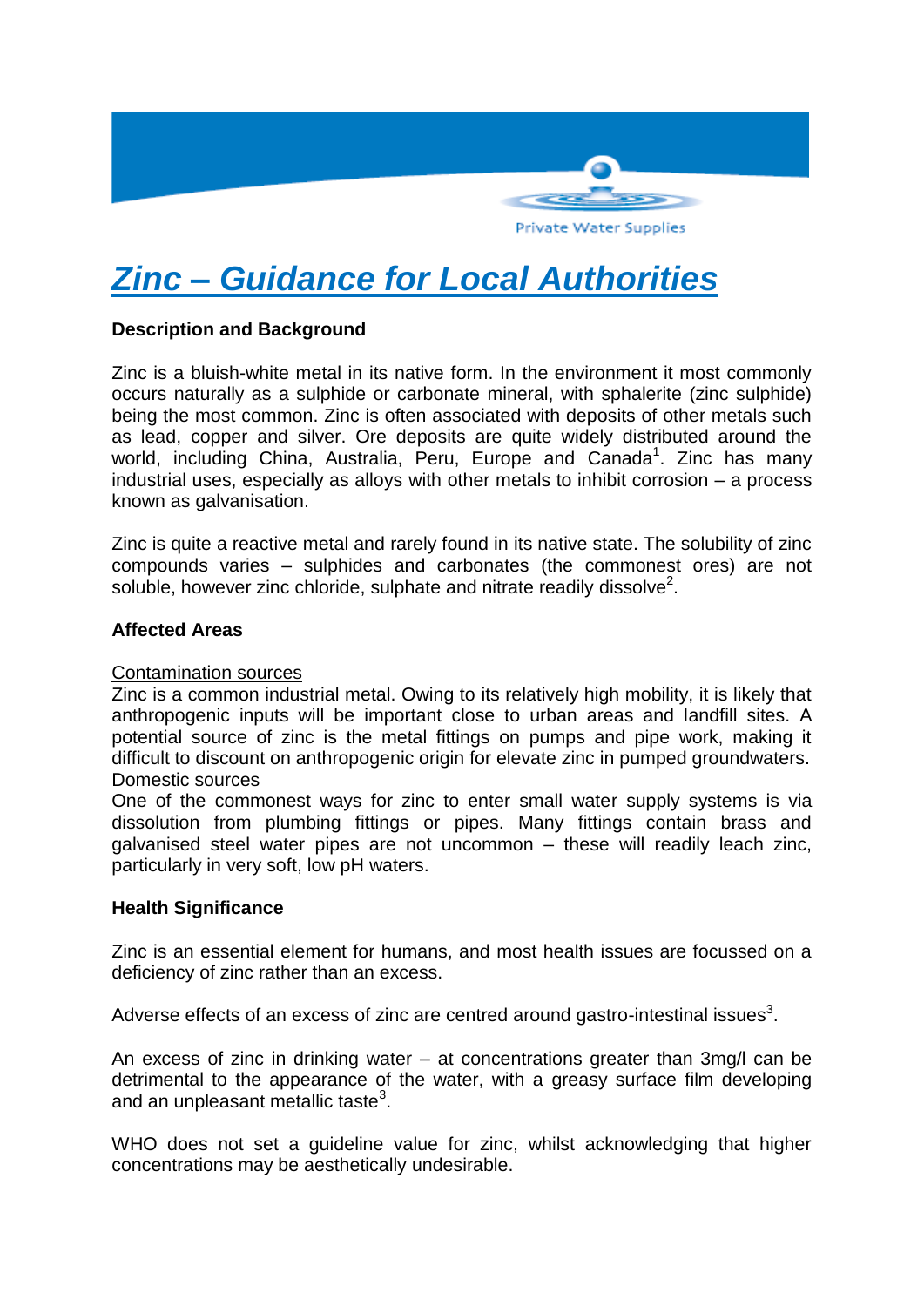Private Water Supplies

# Zinc – Guidance for Local Authorities

**Description and Background**

Zinc is a bluish-white metal in its native form. In the environment it most commonly occurs naturally as a sulphide or carbonate mineral, with sphalerite (zinc sulphide) being the most common. Zinc is often associated with deposits of other metals such as lead, copper and silver. Ore deposits are quite widely distributed around the world, including China, Australia, Peru, Europe and Canada[1]. Zinc has many industrial uses, especially as alloys with other metals to inhibit corrosion – a process known as galvanisation.

Zinc is quite a reactive metal and rarely found in its native state. The solubility of zinc compounds varies – sulphides and carbonates (the commonest ores) are not soluble, however zinc chloride, sulphate and nitrate readily dissolve[2].

**Affected Areas**

Contamination sources

Zinc is a common industrial metal. Owing to its relatively high mobility, it is likely that anthropogenic inputs will be important close to urban areas and landfill sites. A potential source of zinc is the metal fittings on pumps and pipe work, making it difficult to discount on anthropogenic origin for elevate zinc in pumped groundwaters.

Domestic sources

One of the commonest ways for zinc to enter small water supply systems is via dissolution from plumbing fittings or pipes. Many fittings contain brass and galvanised steel water pipes are not uncommon – these will readily leach zinc, particularly in very soft, low pH waters.

**Health Significance**

Zinc is an essential element for humans, and most health issues are focussed on a deficiency of zinc rather than an excess.

Adverse effects of an excess of zinc are centred around gastro-intestinal issues[3].

An excess of zinc in drinking water – at concentrations greater than 3mg/l can be detrimental to the appearance of the water, with a greasy surface film developing and an unpleasant metallic taste[3].

WHO does not set a guideline value for zinc, whilst acknowledging that higher concentrations may be aesthetically undesirable.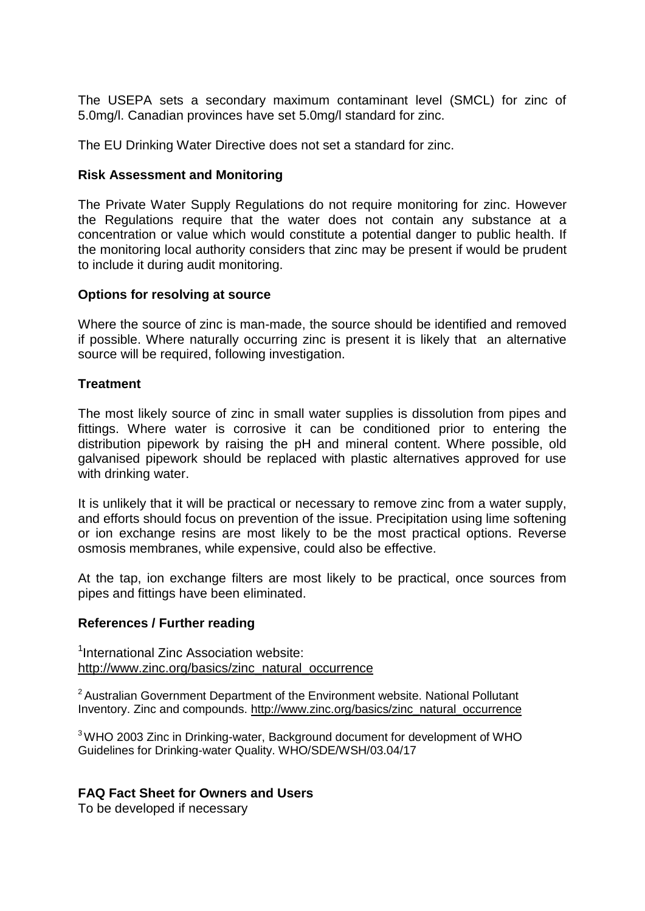The USEPA sets a secondary maximum contaminant level (SMCL) for zinc of 5.0mg/l. Canadian provinces have set 5.0mg/l standard for zinc.

The EU Drinking Water Directive does not set a standard for zinc.

**Risk Assessment and Monitoring**

The Private Water Supply Regulations do not require monitoring for zinc. However the Regulations require that the water does not contain any substance at a concentration or value which would constitute a potential danger to public health. If the monitoring local authority considers that zinc may be present if would be prudent to include it during audit monitoring.

**Options for resolving at source**

Where the source of zinc is man-made, the source should be identified and removed if possible. Where naturally occurring zinc is present it is likely that an alternative source will be required, following investigation.

**Treatment**

The most likely source of zinc in small water supplies is dissolution from pipes and fittings. Where water is corrosive it can be conditioned prior to entering the distribution pipework by raising the pH and mineral content. Where possible, old galvanised pipework should be replaced with plastic alternatives approved for use with drinking water.

It is unlikely that it will be practical or necessary to remove zinc from a water supply, and efforts should focus on prevention of the issue. Precipitation using lime softening or ion exchange resins are most likely to be the most practical options. Reverse osmosis membranes, while expensive, could also be effective.

At the tap, ion exchange filters are most likely to be practical, once sources from pipes and fittings have been eliminated.

**References / Further reading**

[1] International Zinc Association website: http://www.zinc.org/basics/zinc_natural_occurrence

[2] Australian Government Department of the Environment website. National Pollutant Inventory. Zinc and compounds. http://www.zinc.org/basics/zinc_natural_occurrence

[3] WHO 2003 Zinc in Drinking-water, Background document for development of WHO Guidelines for Drinking-water Quality. WHO/SDE/WSH/03.04/17

**FAQ Fact Sheet for Owners and Users**

To be developed if necessary